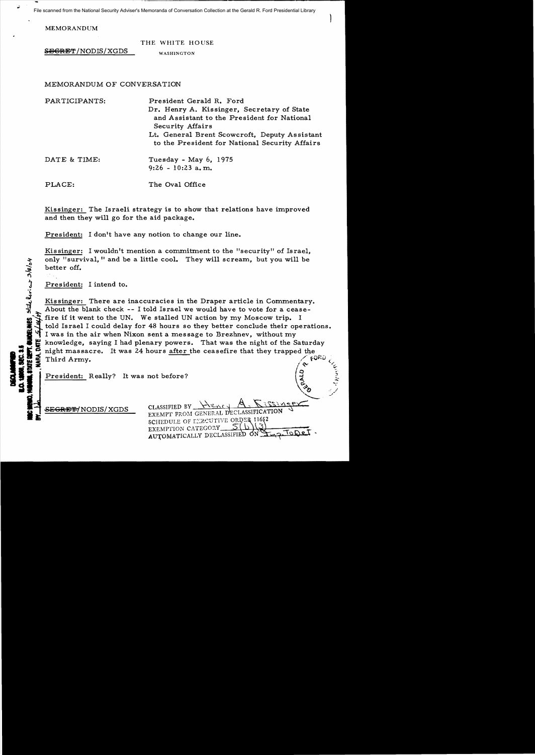File scanned from the National Security Adviser's Memoranda of Conversation Collection at the Gerald R. Ford Presidential Library

MEMORANDUM

THE WHITE HOUSE

WASHINGTON

~~SECRET~~/NODIS/XGDS

MEMORANDUM OF CONVERSATION

PARTICIPANTS: President Gerald R. Ford

Dr. Henry A. Kissinger, Secretary of State and Assistant to the President for National Security Affairs

Lt. General Brent Scowcroft, Deputy Assistant to the President for National Security Affairs

DATE & TIME: Tuesday - May 6, 1975
9:26 - 10:23 a.m.

PLACE: The Oval Office

Kissinger: The Israeli strategy is to show that relations have improved and then they will go for the aid package.

President: I don't have any notion to change our line.

Kissinger: I wouldn't mention a commitment to the "security" of Israel, only "survival," and be a little cool. They will scream, but you will be better off.

President: I intend to.

Kissinger: There are inaccuracies in the Draper article in Commentary. About the blank check -- I told Israel we would have to vote for a ceasefire if it went to the UN. We stalled UN action by my Moscow trip. I told Israel I could delay for 48 hours so they better conclude their operations. I was in the air when Nixon sent a message to Brezhnev, without my knowledge, saying I had plenary powers. That was the night of the Saturday night massacre. It was 24 hours after the ceasefire that they trapped the Third Army.

President: Really? It was not before?

~~SECRET~~/NODIS/XGDS

CLASSIFIED BY Henry A. Kissinger
EXEMPT FROM GENERAL DECLASSIFICATION
SCHEDULE OF EXECUTIVE ORDER 11652
EXEMPTION CATEGORY 5(b)(3)
AUTOMATICALLY DECLASSIFIED ON Imp. to Det.

DECLASSIFIED
E.O. 12958, SEC. 3.5
NSC MEMO, 11/24/98, STATE DEPT. GUIDELINES, state review 3/8/04
BY ___, NARA, DATE 5/14/04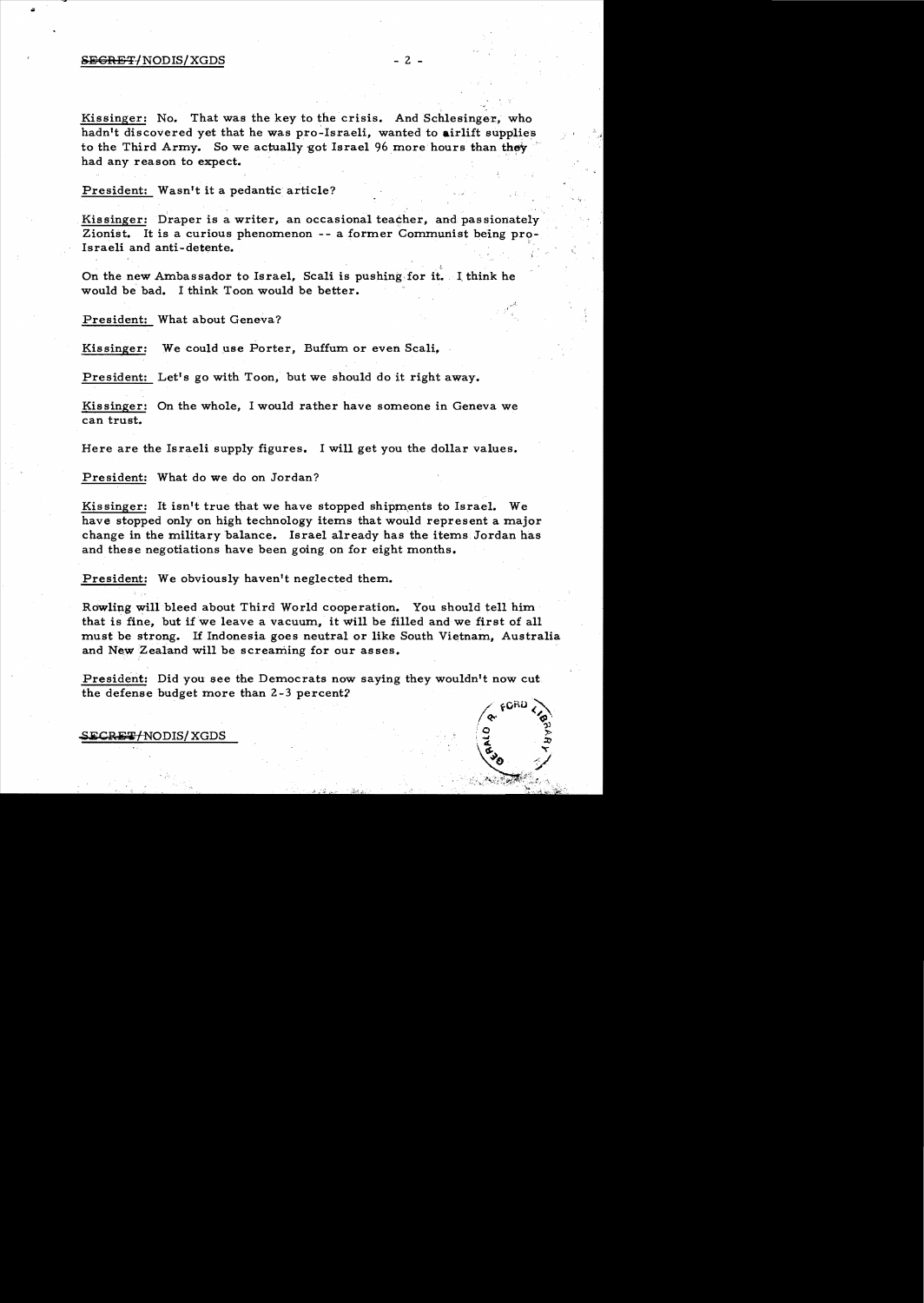Kissinger: No. That was the key to the crisis. And Schlesinger, who hadn't discovered yet that he was pro-Israeli, wanted to airlift supplies to the Third Army. So we actually got Israel 96 more hours than they had any reason to expect.

President: Wasn't it a pedantic article?

Kissinger: Draper is a writer, an occasional teacher, and passionately Zionist. It is a curious phenomenon -- a former Communist being pro-Israeli and anti-detente.

On the new Ambassador to Israel, Scali is pushing for it. I think he would be bad. I think Toon would be better.

President: What about Geneva?

Kissinger: We could use Porter, Buffum or even Scali.

President: Let's go with Toon, but we should do it right away.

Kissinger: On the whole, I would rather have someone in Geneva we can trust.

Here are the Israeli supply figures. I will get you the dollar values.

President: What do we do on Jordan?

Kissinger: It isn't true that we have stopped shipments to Israel. We have stopped only on high technology items that would represent a major change in the military balance. Israel already has the items Jordan has and these negotiations have been going on for eight months.

President: We obviously haven't neglected them.

Rowling will bleed about Third World cooperation. You should tell him that is fine, but if we leave a vacuum, it will be filled and we first of all must be strong. If Indonesia goes neutral or like South Vietnam, Australia and New Zealand will be screaming for our asses.

President: Did you see the Democrats now saying they wouldn't now cut the defense budget more than 2-3 percent?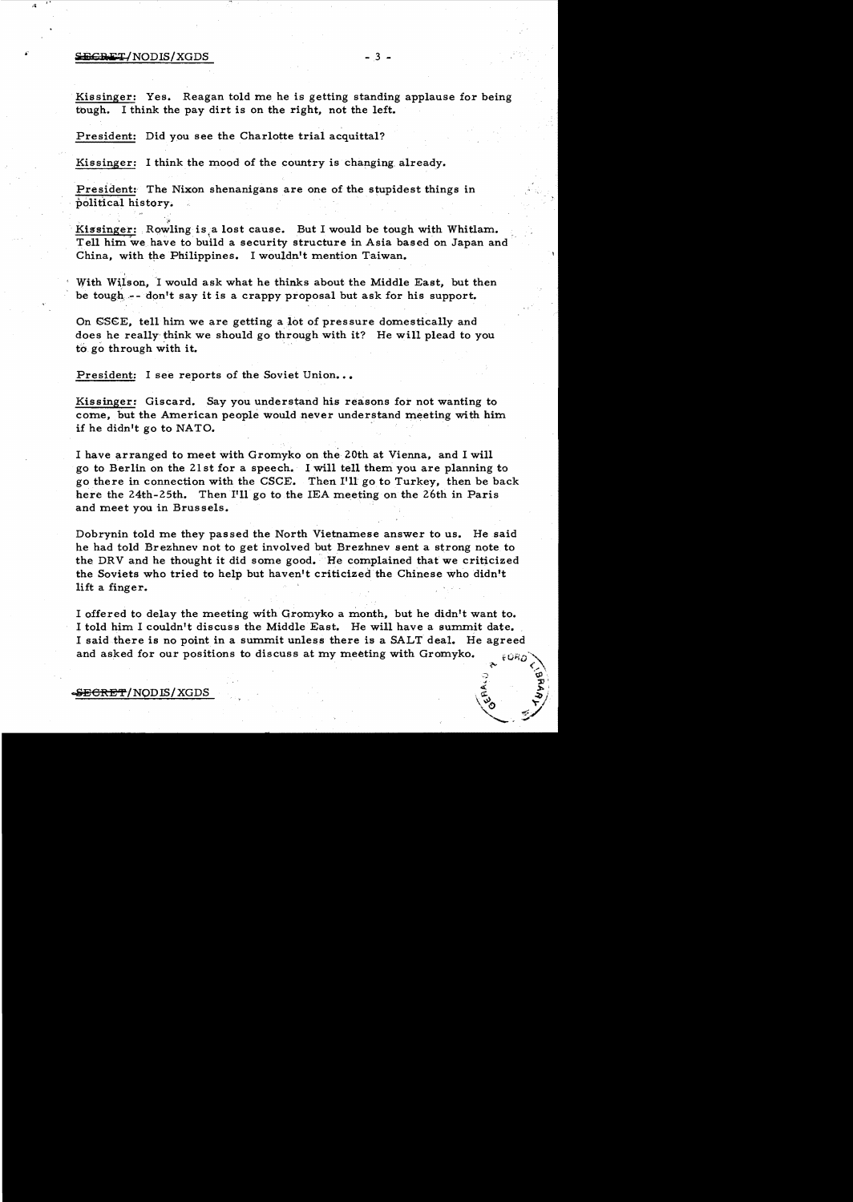Kissinger: Yes. Reagan told me he is getting standing applause for being tough. I think the pay dirt is on the right, not the left.

President: Did you see the Charlotte trial acquittal?

Kissinger: I think the mood of the country is changing already.

President: The Nixon shenanigans are one of the stupidest things in political history.

Kissinger: Rowling is a lost cause. But I would be tough with Whitlam. Tell him we have to build a security structure in Asia based on Japan and China, with the Philippines. I wouldn't mention Taiwan.

With Wilson, I would ask what he thinks about the Middle East, but then be tough -- don't say it is a crappy proposal but ask for his support.

On CSCE, tell him we are getting a lot of pressure domestically and does he really think we should go through with it? He will plead to you to go through with it.

President: I see reports of the Soviet Union...

Kissinger: Giscard. Say you understand his reasons for not wanting to come, but the American people would never understand meeting with him if he didn't go to NATO.

I have arranged to meet with Gromyko on the 20th at Vienna, and I will go to Berlin on the 21st for a speech. I will tell them you are planning to go there in connection with the CSCE. Then I'll go to Turkey, then be back here the 24th-25th. Then I'll go to the IEA meeting on the 26th in Paris and meet you in Brussels.

Dobrynin told me they passed the North Vietnamese answer to us. He said he had told Brezhnev not to get involved but Brezhnev sent a strong note to the DRV and he thought it did some good. He complained that we criticized the Soviets who tried to help but haven't criticized the Chinese who didn't lift a finger.

I offered to delay the meeting with Gromyko a month, but he didn't want to. I told him I couldn't discuss the Middle East. He will have a summit date. I said there is no point in a summit unless there is a SALT deal. He agreed and asked for our positions to discuss at my meeting with Gromyko.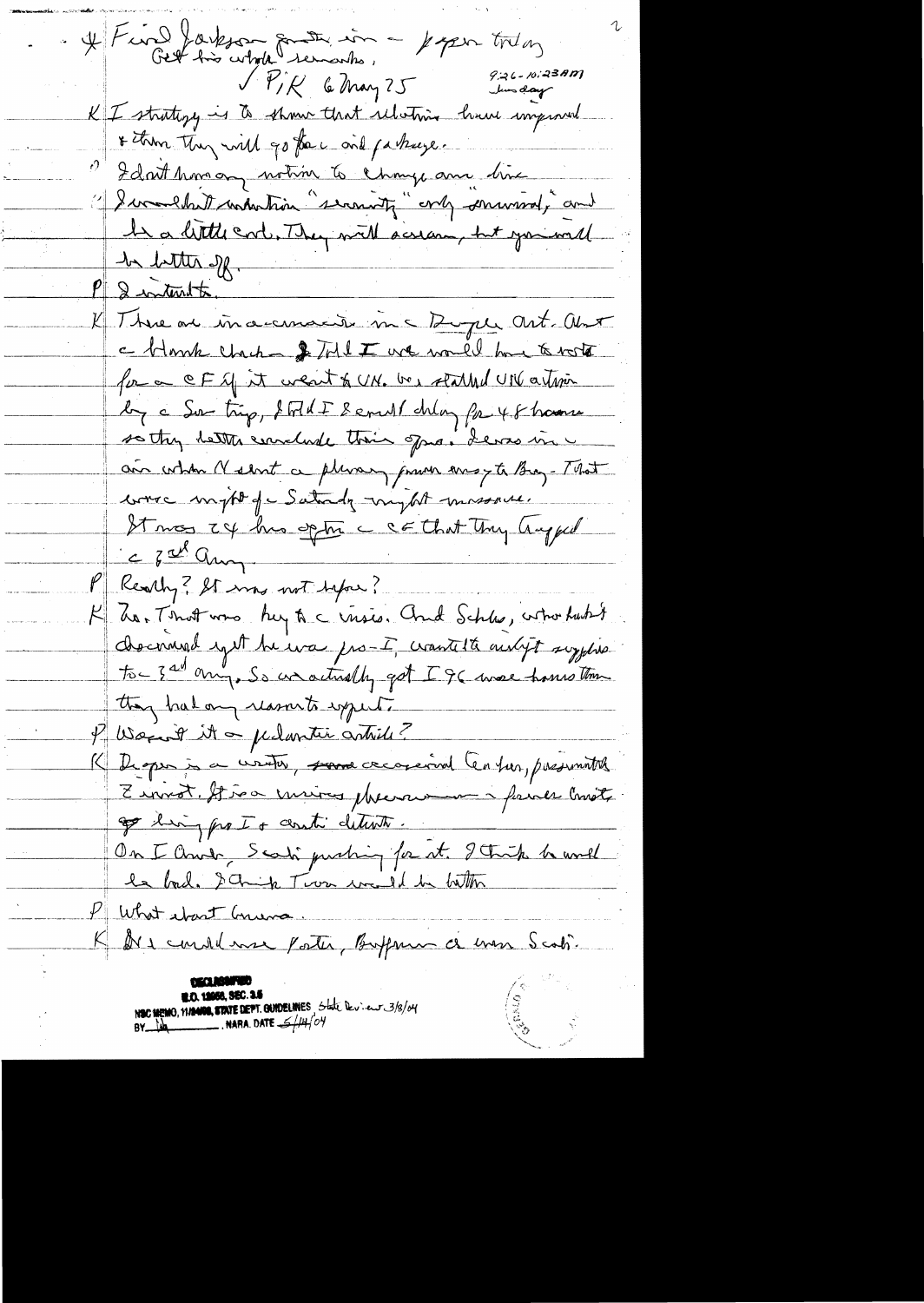* Find Jackson quote in — paper today
Get his whole remarks.

✓ P/K 6 May 75 — 9:26–10:23 AM Tuesday

K I strategy is to show that relations have improved & then they will go back and package.

" I don't know any motion to change our line

" I wouldn't mention "security" only "survival," and be a little cool. They will scream, but you will be better off.

P I intend to.

K There are inaccuracies in the Draper art. About the Hawk church I told I we would have to vote for a CF if it went to UN. We stalled UN action by the Sov trip, I told I I could delay for 48 hours so they better conclude their ops. Draper is in our when N sent a playing from way to Brezh. That were might of Saturday might mission. It was 24 hrs after the CF that they trapped the 3rd Army.

P Really? It was not before?

K No. That was key to the crisis. And Schles, who hasn't discovered yet he was pro-I, wanted to airlift supplies to the 3rd army. So we actually got I to move horses than they had any reason to expect.

P Wasn't it a pedantic article?

K Draper is a writer, some occasional conflict, passionate Zionist. It is a curious phenomenon — a former Trots go being pro I & anti detente.

On I Amb, Scali pushing for it. I think he would be bad. I think Toon would be better.

P What about Luna.

K He could use Porter, Buffum or even Scali.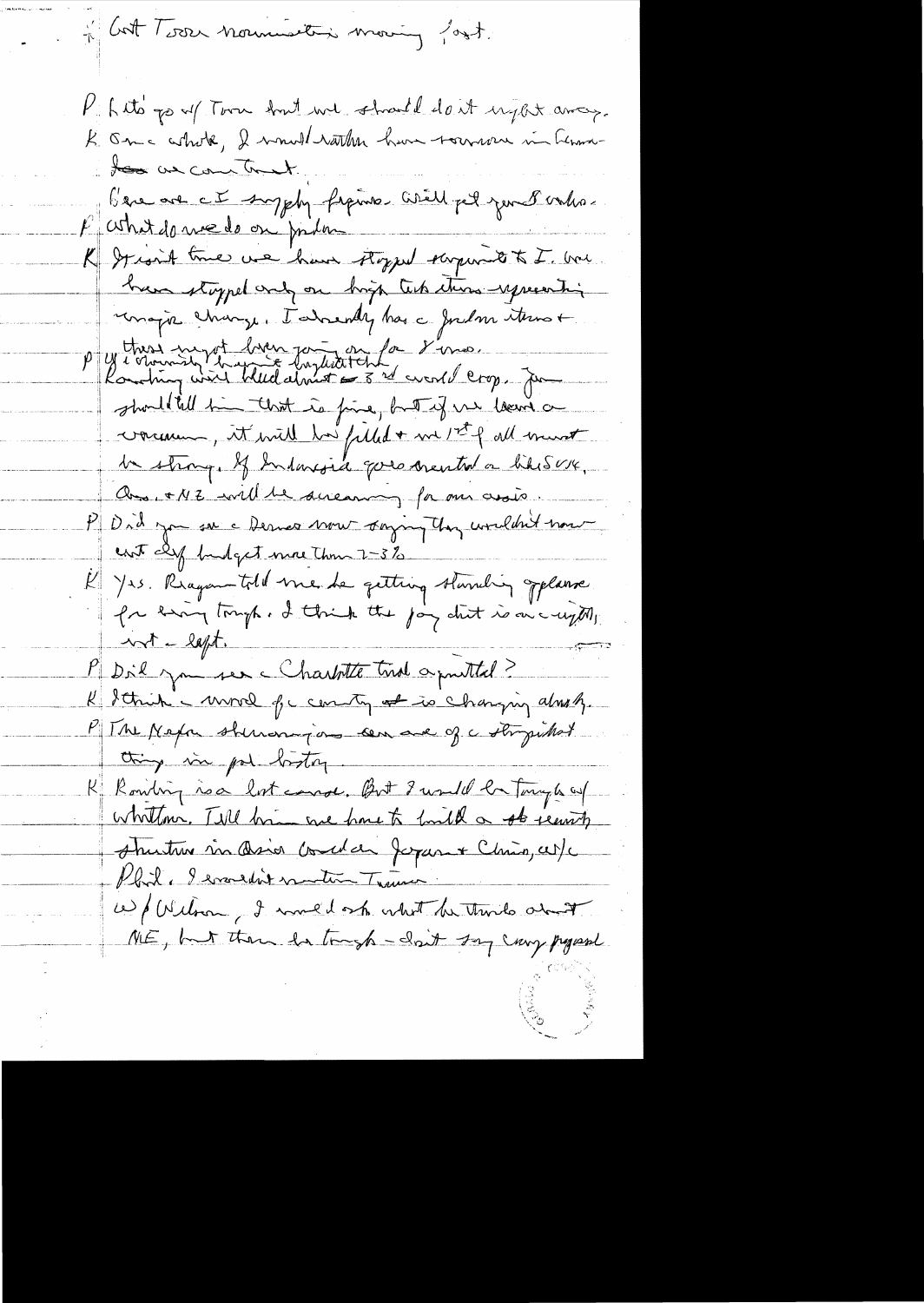* Get Tower nomination moving fast.

P. Let's go w/ Tower but we should do it right away.

K. On a whole, I would rather have someone in Commerce ~~???~~ as contact.

Here are the supply figures. Will get you 8 subs.

P. What do we do on Jordan

K. It isn't true we have stopped shipments to I. We have stopped only on high tech items representing major change. I already has a Jordan items + that might have gone on for 8 mos.

P. If I obviously happen to be, highlight it. Lou Rowshing will bleed almost 3rd world crop. You should tell him that is fine, but if we leave a vacuum, it will be filled + we 1st of all must be strong. If Indonesia goes neutral a like SVN, Aus. + NZ will be screaming for our assis.

P. Did you see a Demo now saying they wouldn't now cut def budget more than 2-3%

K. Yes. Reagan told me he getting standing applause for being tough. I think the joy dust is on a rightist, not a left.

P. Did you see a Charlotte trial acquitted?

K. I think a mood of a country at is changing already.

P. The Nixon shenanigans are one of a stupidest thing in pol history.

K. Rowling is a lost cause. But I would be tough w/ Whitlam. Tell him we have to build a security structure in Asia around Japan + China, etc.

Phil. I wouldn't mention Timor.

W/ Wilson, I would ask what he thinks about ME, but then be tough — don't say any proposal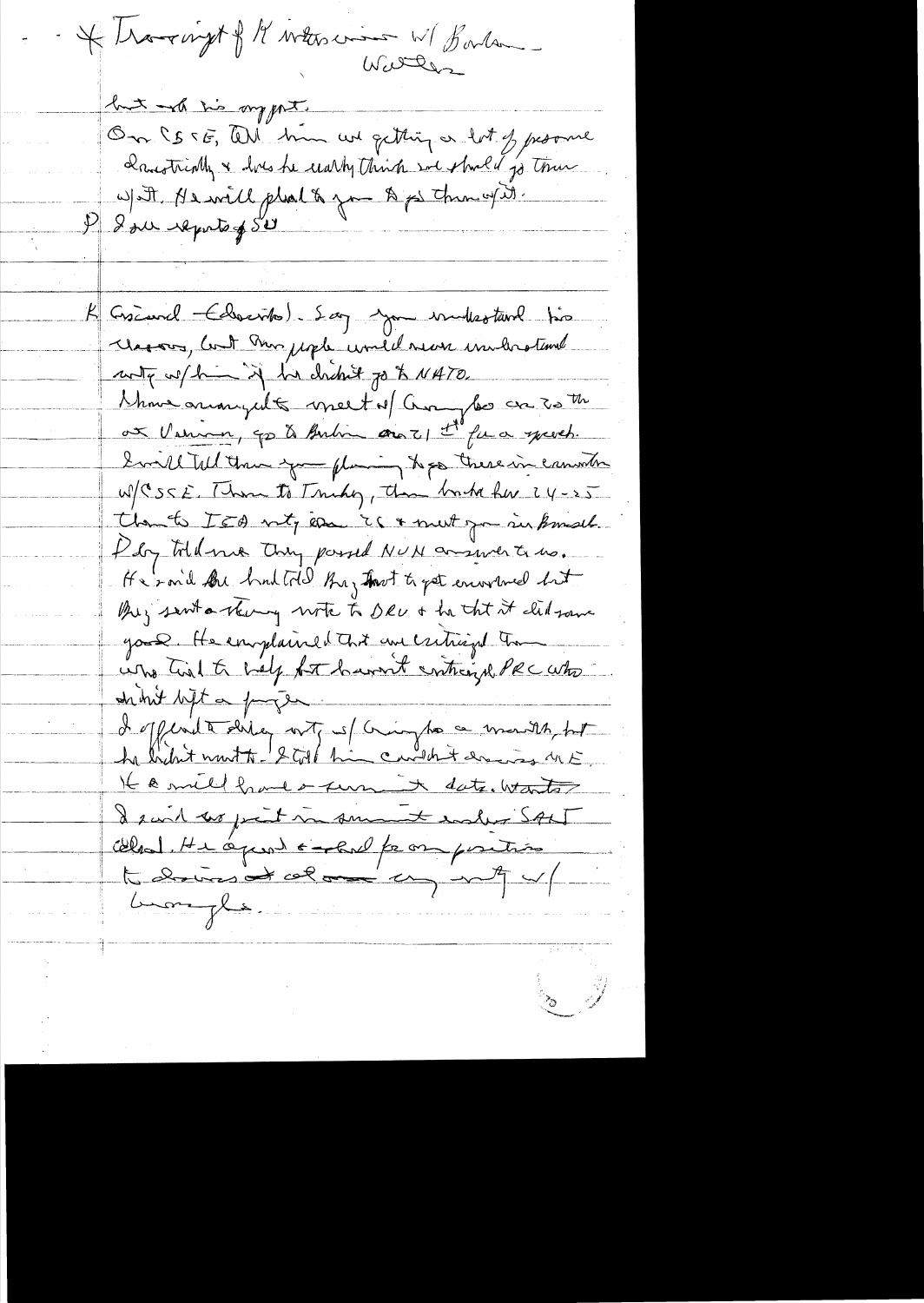- * Transcript of K interview w/ Barbara Walters

but with his support.

On CSCE, Tell him we getting a lot of pressure domestically & does he really think we should go thru with it. He will plead to you to go thru with it.

P I see reports of SU

K Giscard (Edwards). Say you understand his reasons, but our people would never understand mtg w/ him if he didn't go to NATO.

I have arranged to meet w/ Gromyko on 20 the at Vienna, go to Berlin on 21st for a speech. I will tell them you planning to go there in connection w/ CSCE. Then to Turkey, then back here 24-25 then to IEA mtg on 26 & meet you in Brussels.

Dobry told me they passed NUN answer to us. He said he had told Brezhnev to get involved but they sent a strong note to DRV & he thought it did some good. He complained that we criticized those who tried to help but haven't criticized PRC who didn't lift a finger.

I offered to delay mtg w/ Gromyko a month, but he didn't want to. I told him couldn't discuss ME. He will have a firm date. Wants?

I said we put in amendment under SALT deal. He agreed & asked for our position to discuss at ? mtg w/ Gromyko.